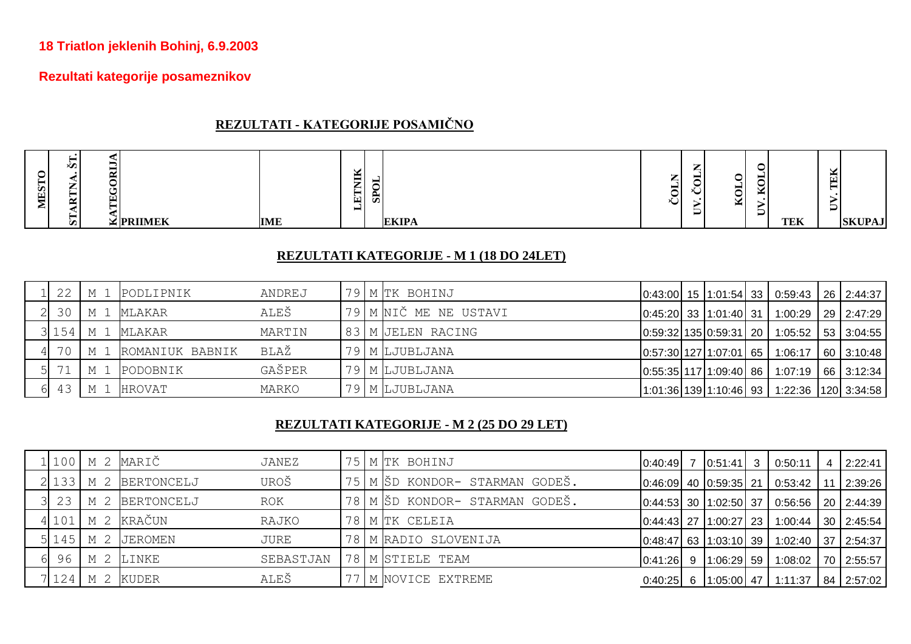**18 Triatlon jeklenih Bohinj, 6.9.2003**

**Rezultati kategorije posameznikov**

## REZULTATI - KATEGORIJE POSAMIČNO

| MESTO | START. ŠT. | KATEGORIJA | PRIIMEK | IME | LETNIK | SPOL | EKIPA | ČOLN | UV. ČOLN | KOLO | UV. KOLO | TEK | UV. TEK | SKUPAJ |
|---|---|---|---|---|---|---|---|---|---|---|---|---|---|---|

### REZULTATI KATEGORIJE - M 1 (18 DO 24LET)

| MESTO | START. ŠT. | KATEGORIJA | PRIIMEK | IME | LETNIK | SPOL | EKIPA | ČOLN | UV. ČOLN | KOLO | UV. KOLO | TEK | UV. TEK | SKUPAJ |
|---|---|---|---|---|---|---|---|---|---|---|---|---|---|---|
| 1 | 22 | M 1 | PODLIPNIK | ANDREJ | 79 | M | TK BOHINJ | 0:43:00 | 15 | 1:01:54 | 33 | 0:59:43 | 26 | 2:44:37 |
| 2 | 30 | M 1 | MLAKAR | ALEŠ | 79 | M | NIČ ME NE USTAVI | 0:45:20 | 33 | 1:01:40 | 31 | 1:00:29 | 29 | 2:47:29 |
| 3 | 154 | M 1 | MLAKAR | MARTIN | 83 | M | JELEN RACING | 0:59:32 | 135 | 0:59:31 | 20 | 1:05:52 | 53 | 3:04:55 |
| 4 | 70 | M 1 | ROMANIUK BABNIK | BLAŽ | 79 | M | LJUBLJANA | 0:57:30 | 127 | 1:07:01 | 65 | 1:06:17 | 60 | 3:10:48 |
| 5 | 71 | M 1 | PODOBNIK | GAŠPER | 79 | M | LJUBLJANA | 0:55:35 | 117 | 1:09:40 | 86 | 1:07:19 | 66 | 3:12:34 |
| 6 | 43 | M 1 | HROVAT | MARKO | 79 | M | LJUBLJANA | 1:01:36 | 139 | 1:10:46 | 93 | 1:22:36 | 120 | 3:34:58 |

### REZULTATI KATEGORIJE - M 2 (25 DO 29 LET)

| MESTO | START. ŠT. | KATEGORIJA | PRIIMEK | IME | LETNIK | SPOL | EKIPA | ČOLN | UV. ČOLN | KOLO | UV. KOLO | TEK | UV. TEK | SKUPAJ |
|---|---|---|---|---|---|---|---|---|---|---|---|---|---|---|
| 1 | 100 | M 2 | MARIČ | JANEZ | 75 | M | TK BOHINJ | 0:40:49 | 7 | 0:51:41 | 3 | 0:50:11 | 4 | 2:22:41 |
| 2 | 133 | M 2 | BERTONCELJ | UROŠ | 75 | M | ŠD KONDOR- STARMAN GODEŠ. | 0:46:09 | 40 | 0:59:35 | 21 | 0:53:42 | 11 | 2:39:26 |
| 3 | 23 | M 2 | BERTONCELJ | ROK | 78 | M | ŠD KONDOR- STARMAN GODEŠ. | 0:44:53 | 30 | 1:02:50 | 37 | 0:56:56 | 20 | 2:44:39 |
| 4 | 101 | M 2 | KRAČUN | RAJKO | 78 | M | TK CELEIA | 0:44:43 | 27 | 1:00:27 | 23 | 1:00:44 | 30 | 2:45:54 |
| 5 | 145 | M 2 | JEROMEN | JURE | 78 | M | RADIO SLOVENIJA | 0:48:47 | 63 | 1:03:10 | 39 | 1:02:40 | 37 | 2:54:37 |
| 6 | 96 | M 2 | LINKE | SEBASTJAN | 78 | M | STIELE TEAM | 0:41:26 | 9 | 1:06:29 | 59 | 1:08:02 | 70 | 2:55:57 |
| 7 | 124 | M 2 | KUDER | ALEŠ | 77 | M | NOVICE EXTREME | 0:40:25 | 6 | 1:05:00 | 47 | 1:11:37 | 84 | 2:57:02 |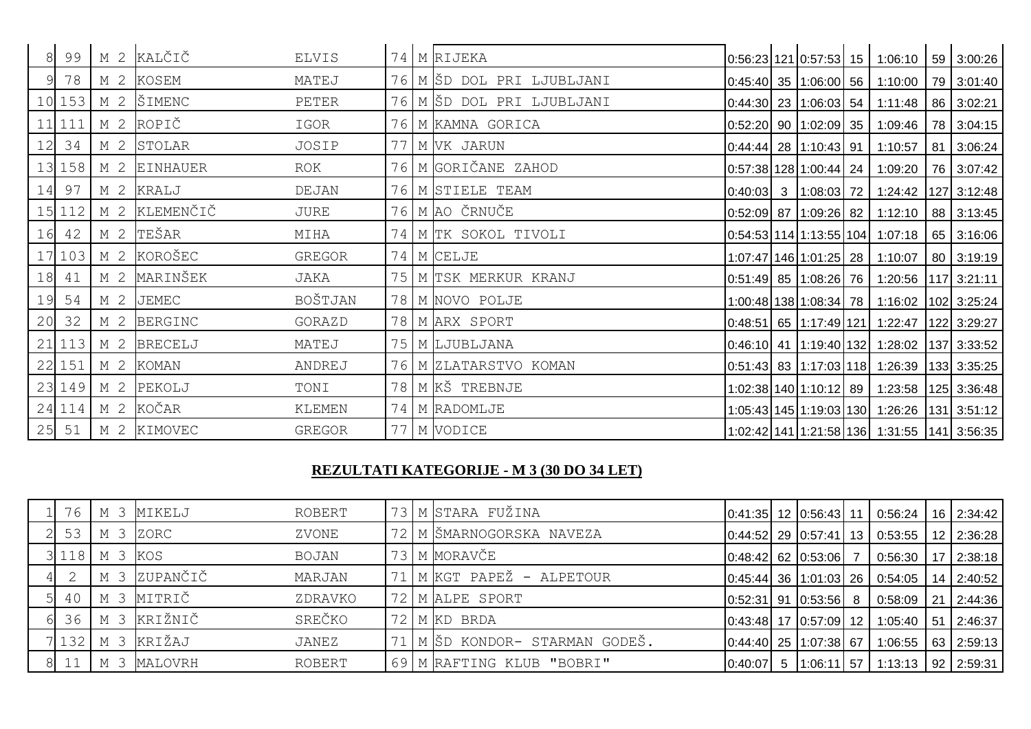| | | | | | | | | | | | | | | |
|---|---|---|---|---|---|---|---|---|---|---|---|---|---|---|
| 8 | 99 | M 2 | KALČIČ | ELVIS | 74 | M | RIJEKA | 0:56:23 | 121 | 0:57:53 | 15 | 1:06:10 | 59 | 3:00:26 |
| 9 | 78 | M 2 | KOSEM | MATEJ | 76 | M | ŠD DOL PRI LJUBLJANI | 0:45:40 | 35 | 1:06:00 | 56 | 1:10:00 | 79 | 3:01:40 |
| 10 | 153 | M 2 | ŠIMENC | PETER | 76 | M | ŠD DOL PRI LJUBLJANI | 0:44:30 | 23 | 1:06:03 | 54 | 1:11:48 | 86 | 3:02:21 |
| 11 | 111 | M 2 | ROPIČ | IGOR | 76 | M | KAMNA GORICA | 0:52:20 | 90 | 1:02:09 | 35 | 1:09:46 | 78 | 3:04:15 |
| 12 | 34 | M 2 | STOLAR | JOSIP | 77 | M | VK JARUN | 0:44:44 | 28 | 1:10:43 | 91 | 1:10:57 | 81 | 3:06:24 |
| 13 | 158 | M 2 | EINHAUER | ROK | 76 | M | GORIČANE ZAHOD | 0:57:38 | 128 | 1:00:44 | 24 | 1:09:20 | 76 | 3:07:42 |
| 14 | 97 | M 2 | KRALJ | DEJAN | 76 | M | STIELE TEAM | 0:40:03 | 3 | 1:08:03 | 72 | 1:24:42 | 127 | 3:12:48 |
| 15 | 112 | M 2 | KLEMENČIČ | JURE | 76 | M | AO ČRNUČE | 0:52:09 | 87 | 1:09:26 | 82 | 1:12:10 | 88 | 3:13:45 |
| 16 | 42 | M 2 | TEŠAR | MIHA | 74 | M | TK SOKOL TIVOLI | 0:54:53 | 114 | 1:13:55 | 104 | 1:07:18 | 65 | 3:16:06 |
| 17 | 103 | M 2 | KOROŠEC | GREGOR | 74 | M | CELJE | 1:07:47 | 146 | 1:01:25 | 28 | 1:10:07 | 80 | 3:19:19 |
| 18 | 41 | M 2 | MARINŠEK | JAKA | 75 | M | TSK MERKUR KRANJ | 0:51:49 | 85 | 1:08:26 | 76 | 1:20:56 | 117 | 3:21:11 |
| 19 | 54 | M 2 | JEMEC | BOŠTJAN | 78 | M | NOVO POLJE | 1:00:48 | 138 | 1:08:34 | 78 | 1:16:02 | 102 | 3:25:24 |
| 20 | 32 | M 2 | BERGINC | GORAZD | 78 | M | ARX SPORT | 0:48:51 | 65 | 1:17:49 | 121 | 1:22:47 | 122 | 3:29:27 |
| 21 | 113 | M 2 | BRECELJ | MATEJ | 75 | M | LJUBLJANA | 0:46:10 | 41 | 1:19:40 | 132 | 1:28:02 | 137 | 3:33:52 |
| 22 | 151 | M 2 | KOMAN | ANDREJ | 76 | M | ZLATARSTVO KOMAN | 0:51:43 | 83 | 1:17:03 | 118 | 1:26:39 | 133 | 3:35:25 |
| 23 | 149 | M 2 | PEKOLJ | TONI | 78 | M | KŠ TREBNJE | 1:02:38 | 140 | 1:10:12 | 89 | 1:23:58 | 125 | 3:36:48 |
| 24 | 114 | M 2 | KOČAR | KLEMEN | 74 | M | RADOMLJE | 1:05:43 | 145 | 1:19:03 | 130 | 1:26:26 | 131 | 3:51:12 |
| 25 | 51 | M 2 | KIMOVEC | GREGOR | 77 | M | VODICE | 1:02:42 | 141 | 1:21:58 | 136 | 1:31:55 | 141 | 3:56:35 |

## REZULTATI KATEGORIJE - M 3 (30 DO 34 LET)

| | | | | | | | | | | | | | | |
|---|---|---|---|---|---|---|---|---|---|---|---|---|---|---|
| 1 | 76 | M 3 | MIKELJ | ROBERT | 73 | M | STARA FUŽINA | 0:41:35 | 12 | 0:56:43 | 11 | 0:56:24 | 16 | 2:34:42 |
| 2 | 53 | M 3 | ZORC | ZVONE | 72 | M | ŠMARNOGORSKA NAVEZA | 0:44:52 | 29 | 0:57:41 | 13 | 0:53:55 | 12 | 2:36:28 |
| 3 | 118 | M 3 | KOS | BOJAN | 73 | M | MORAVČE | 0:48:42 | 62 | 0:53:06 | 7 | 0:56:30 | 17 | 2:38:18 |
| 4 | 2 | M 3 | ZUPANČIČ | MARJAN | 71 | M | KGT PAPEŽ - ALPETOUR | 0:45:44 | 36 | 1:01:03 | 26 | 0:54:05 | 14 | 2:40:52 |
| 5 | 40 | M 3 | MITRIČ | ZDRAVKO | 72 | M | ALPE SPORT | 0:52:31 | 91 | 0:53:56 | 8 | 0:58:09 | 21 | 2:44:36 |
| 6 | 36 | M 3 | KRIŽNIČ | SREČKO | 72 | M | KD BRDA | 0:43:48 | 17 | 0:57:09 | 12 | 1:05:40 | 51 | 2:46:37 |
| 7 | 132 | M 3 | KRIŽAJ | JANEZ | 71 | M | ŠD KONDOR- STARMAN GODEŠ. | 0:44:40 | 25 | 1:07:38 | 67 | 1:06:55 | 63 | 2:59:13 |
| 8 | 11 | M 3 | MALOVRH | ROBERT | 69 | M | RAFTING KLUB "BOBRI" | 0:40:07 | 5 | 1:06:11 | 57 | 1:13:13 | 92 | 2:59:31 |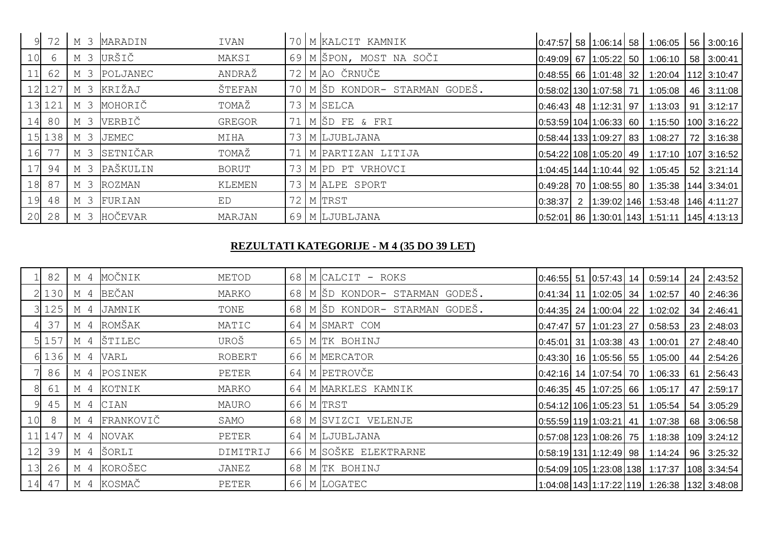| 9 | 72 | M 3 | MARADIN | IVAN | 70 | M | KALCIT KAMNIK | 0:47:57 | 58 | 1:06:14 | 58 | 1:06:05 | 56 | 3:00:16 |
|---|---|---|---|---|---|---|---|---|---|---|---|---|---|---|
| 10 | 6 | M 3 | URŠIČ | MAKSI | 69 | M | ŠPON, MOST NA SOČI | 0:49:09 | 67 | 1:05:22 | 50 | 1:06:10 | 58 | 3:00:41 |
| 11 | 62 | M 3 | POLJANEC | ANDRAŽ | 72 | M | AO ČRNUČE | 0:48:55 | 66 | 1:01:48 | 32 | 1:20:04 | 112 | 3:10:47 |
| 12 | 127 | M 3 | KRIŽAJ | ŠTEFAN | 70 | M | ŠD KONDOR- STARMAN GODEŠ. | 0:58:02 | 130 | 1:07:58 | 71 | 1:05:08 | 46 | 3:11:08 |
| 13 | 121 | M 3 | MOHORIČ | TOMAŽ | 73 | M | SELCA | 0:46:43 | 48 | 1:12:31 | 97 | 1:13:03 | 91 | 3:12:17 |
| 14 | 80 | M 3 | VERBIČ | GREGOR | 71 | M | ŠD FE & FRI | 0:53:59 | 104 | 1:06:33 | 60 | 1:15:50 | 100 | 3:16:22 |
| 15 | 138 | M 3 | JEMEC | MIHA | 73 | M | LJUBLJANA | 0:58:44 | 133 | 1:09:27 | 83 | 1:08:27 | 72 | 3:16:38 |
| 16 | 77 | M 3 | SETNIČAR | TOMAŽ | 71 | M | PARTIZAN LITIJA | 0:54:22 | 108 | 1:05:20 | 49 | 1:17:10 | 107 | 3:16:52 |
| 17 | 94 | M 3 | PAŠKULIN | BORUT | 73 | M | PD PT VRHOVCI | 1:04:45 | 144 | 1:10:44 | 92 | 1:05:45 | 52 | 3:21:14 |
| 18 | 87 | M 3 | ROZMAN | KLEMEN | 73 | M | ALPE SPORT | 0:49:28 | 70 | 1:08:55 | 80 | 1:35:38 | 144 | 3:34:01 |
| 19 | 48 | M 3 | FURIAN | ED | 72 | M | TRST | 0:38:37 | 2 | 1:39:02 | 146 | 1:53:48 | 146 | 4:11:27 |
| 20 | 28 | M 3 | HOČEVAR | MARJAN | 69 | M | LJUBLJANA | 0:52:01 | 86 | 1:30:01 | 143 | 1:51:11 | 145 | 4:13:13 |

## REZULTATI KATEGORIJE - M 4 (35 DO 39 LET)

| 1 | 82 | M 4 | MOČNIK | METOD | 68 | M | CALCIT - ROKS | 0:46:55 | 51 | 0:57:43 | 14 | 0:59:14 | 24 | 2:43:52 |
|---|---|---|---|---|---|---|---|---|---|---|---|---|---|---|
| 2 | 130 | M 4 | BEČAN | MARKO | 68 | M | ŠD KONDOR- STARMAN GODEŠ. | 0:41:34 | 11 | 1:02:05 | 34 | 1:02:57 | 40 | 2:46:36 |
| 3 | 125 | M 4 | JAMNIK | TONE | 68 | M | ŠD KONDOR- STARMAN GODEŠ. | 0:44:35 | 24 | 1:00:04 | 22 | 1:02:02 | 34 | 2:46:41 |
| 4 | 37 | M 4 | ROMŠAK | MATIC | 64 | M | SMART COM | 0:47:47 | 57 | 1:01:23 | 27 | 0:58:53 | 23 | 2:48:03 |
| 5 | 157 | M 4 | ŠTILEC | UROŠ | 65 | M | TK BOHINJ | 0:45:01 | 31 | 1:03:38 | 43 | 1:00:01 | 27 | 2:48:40 |
| 6 | 136 | M 4 | VARL | ROBERT | 66 | M | MERCATOR | 0:43:30 | 16 | 1:05:56 | 55 | 1:05:00 | 44 | 2:54:26 |
| 7 | 86 | M 4 | POSINEK | PETER | 64 | M | PETROVČE | 0:42:16 | 14 | 1:07:54 | 70 | 1:06:33 | 61 | 2:56:43 |
| 8 | 61 | M 4 | KOTNIK | MARKO | 64 | M | MARKLES KAMNIK | 0:46:35 | 45 | 1:07:25 | 66 | 1:05:17 | 47 | 2:59:17 |
| 9 | 45 | M 4 | CIAN | MAURO | 66 | M | TRST | 0:54:12 | 106 | 1:05:23 | 51 | 1:05:54 | 54 | 3:05:29 |
| 10 | 8 | M 4 | FRANKOVIČ | SAMO | 68 | M | SVIZCI VELENJE | 0:55:59 | 119 | 1:03:21 | 41 | 1:07:38 | 68 | 3:06:58 |
| 11 | 147 | M 4 | NOVAK | PETER | 64 | M | LJUBLJANA | 0:57:08 | 123 | 1:08:26 | 75 | 1:18:38 | 109 | 3:24:12 |
| 12 | 39 | M 4 | ŠORLI | DIMITRIJ | 66 | M | SOŠKE ELEKTRARNE | 0:58:19 | 131 | 1:12:49 | 98 | 1:14:24 | 96 | 3:25:32 |
| 13 | 26 | M 4 | KOROŠEC | JANEZ | 68 | M | TK BOHINJ | 0:54:09 | 105 | 1:23:08 | 138 | 1:17:37 | 108 | 3:34:54 |
| 14 | 47 | M 4 | KOSMAČ | PETER | 66 | M | LOGATEC | 1:04:08 | 143 | 1:17:22 | 119 | 1:26:38 | 132 | 3:48:08 |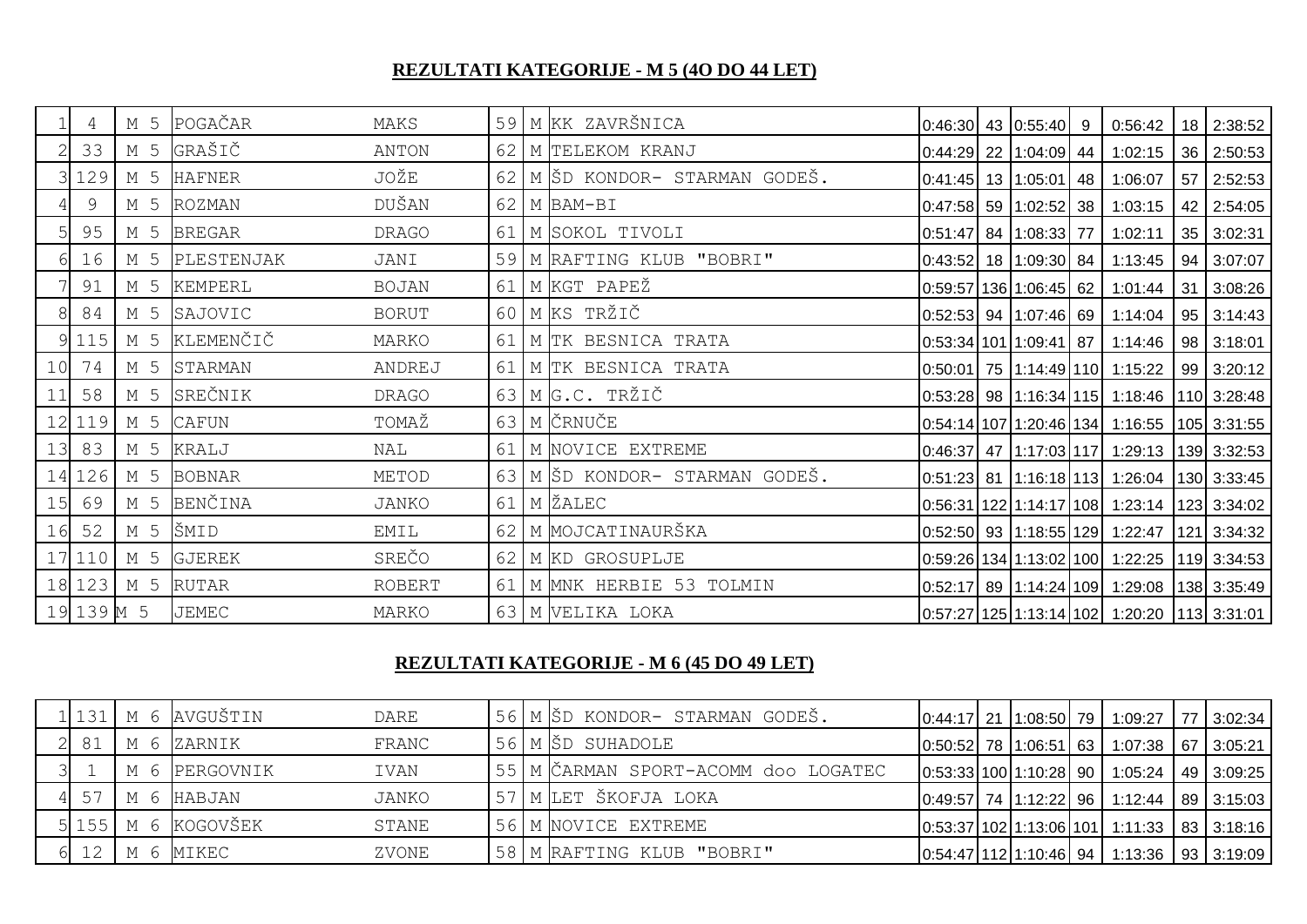## REZULTATI KATEGORIJE - M 5 (4O DO 44 LET)

| | | | | | | | | | | | | | | |
|---|---|---|---|---|---|---|---|---|---|---|---|---|---|---|
| 1 | 4 | M 5 | POGAČAR | MAKS | 59 | M | KK ZAVRŠNICA | 0:46:30 | 43 | 0:55:40 | 9 | 0:56:42 | 18 | 2:38:52 |
| 2 | 33 | M 5 | GRAŠIČ | ANTON | 62 | M | TELEKOM KRANJ | 0:44:29 | 22 | 1:04:09 | 44 | 1:02:15 | 36 | 2:50:53 |
| 3 | 129 | M 5 | HAFNER | JOŽE | 62 | M | ŠD KONDOR- STARMAN GODEŠ. | 0:41:45 | 13 | 1:05:01 | 48 | 1:06:07 | 57 | 2:52:53 |
| 4 | 9 | M 5 | ROZMAN | DUŠAN | 62 | M | BAM-BI | 0:47:58 | 59 | 1:02:52 | 38 | 1:03:15 | 42 | 2:54:05 |
| 5 | 95 | M 5 | BREGAR | DRAGO | 61 | M | SOKOL TIVOLI | 0:51:47 | 84 | 1:08:33 | 77 | 1:02:11 | 35 | 3:02:31 |
| 6 | 16 | M 5 | PLESTENJAK | JANI | 59 | M | RAFTING KLUB "BOBRI" | 0:43:52 | 18 | 1:09:30 | 84 | 1:13:45 | 94 | 3:07:07 |
| 7 | 91 | M 5 | KEMPERL | BOJAN | 61 | M | KGT PAPEŽ | 0:59:57 | 136 | 1:06:45 | 62 | 1:01:44 | 31 | 3:08:26 |
| 8 | 84 | M 5 | SAJOVIC | BORUT | 60 | M | KS TRŽIČ | 0:52:53 | 94 | 1:07:46 | 69 | 1:14:04 | 95 | 3:14:43 |
| 9 | 115 | M 5 | KLEMENČIČ | MARKO | 61 | M | TK BESNICA TRATA | 0:53:34 | 101 | 1:09:41 | 87 | 1:14:46 | 98 | 3:18:01 |
| 10 | 74 | M 5 | STARMAN | ANDREJ | 61 | M | TK BESNICA TRATA | 0:50:01 | 75 | 1:14:49 | 110 | 1:15:22 | 99 | 3:20:12 |
| 11 | 58 | M 5 | SREČNIK | DRAGO | 63 | M | G.C. TRŽIČ | 0:53:28 | 98 | 1:16:34 | 115 | 1:18:46 | 110 | 3:28:48 |
| 12 | 119 | M 5 | CAFUN | TOMAŽ | 63 | M | ČRNUČE | 0:54:14 | 107 | 1:20:46 | 134 | 1:16:55 | 105 | 3:31:55 |
| 13 | 83 | M 5 | KRALJ | NAL | 61 | M | NOVICE EXTREME | 0:46:37 | 47 | 1:17:03 | 117 | 1:29:13 | 139 | 3:32:53 |
| 14 | 126 | M 5 | BOBNAR | METOD | 63 | M | ŠD KONDOR- STARMAN GODEŠ. | 0:51:23 | 81 | 1:16:18 | 113 | 1:26:04 | 130 | 3:33:45 |
| 15 | 69 | M 5 | BENČINA | JANKO | 61 | M | ŽALEC | 0:56:31 | 122 | 1:14:17 | 108 | 1:23:14 | 123 | 3:34:02 |
| 16 | 52 | M 5 | ŠMID | EMIL | 62 | M | MOJCATINAURŠKA | 0:52:50 | 93 | 1:18:55 | 129 | 1:22:47 | 121 | 3:34:32 |
| 17 | 110 | M 5 | GJEREK | SREČO | 62 | M | KD GROSUPLJE | 0:59:26 | 134 | 1:13:02 | 100 | 1:22:25 | 119 | 3:34:53 |
| 18 | 123 | M 5 | RUTAR | ROBERT | 61 | M | MNK HERBIE 53 TOLMIN | 0:52:17 | 89 | 1:14:24 | 109 | 1:29:08 | 138 | 3:35:49 |
| 19 | 139 | M 5 | JEMEC | MARKO | 63 | M | VELIKA LOKA | 0:57:27 | 125 | 1:13:14 | 102 | 1:20:20 | 113 | 3:31:01 |

## REZULTATI KATEGORIJE - M 6 (45 DO 49 LET)

| | | | | | | | | | | | | | | |
|---|---|---|---|---|---|---|---|---|---|---|---|---|---|---|
| 1 | 131 | M 6 | AVGUŠTIN | DARE | 56 | M | ŠD KONDOR- STARMAN GODEŠ. | 0:44:17 | 21 | 1:08:50 | 79 | 1:09:27 | 77 | 3:02:34 |
| 2 | 81 | M 6 | ZARNIK | FRANC | 56 | M | ŠD SUHADOLE | 0:50:52 | 78 | 1:06:51 | 63 | 1:07:38 | 67 | 3:05:21 |
| 3 | 1 | M 6 | PERGOVNIK | IVAN | 55 | M | ČARMAN SPORT-ACOMM doo LOGATEC | 0:53:33 | 100 | 1:10:28 | 90 | 1:05:24 | 49 | 3:09:25 |
| 4 | 57 | M 6 | HABJAN | JANKO | 57 | M | LET ŠKOFJA LOKA | 0:49:57 | 74 | 1:12:22 | 96 | 1:12:44 | 89 | 3:15:03 |
| 5 | 155 | M 6 | KOGOVŠEK | STANE | 56 | M | NOVICE EXTREME | 0:53:37 | 102 | 1:13:06 | 101 | 1:11:33 | 83 | 3:18:16 |
| 6 | 12 | M 6 | MIKEC | ZVONE | 58 | M | RAFTING KLUB "BOBRI" | 0:54:47 | 112 | 1:10:46 | 94 | 1:13:36 | 93 | 3:19:09 |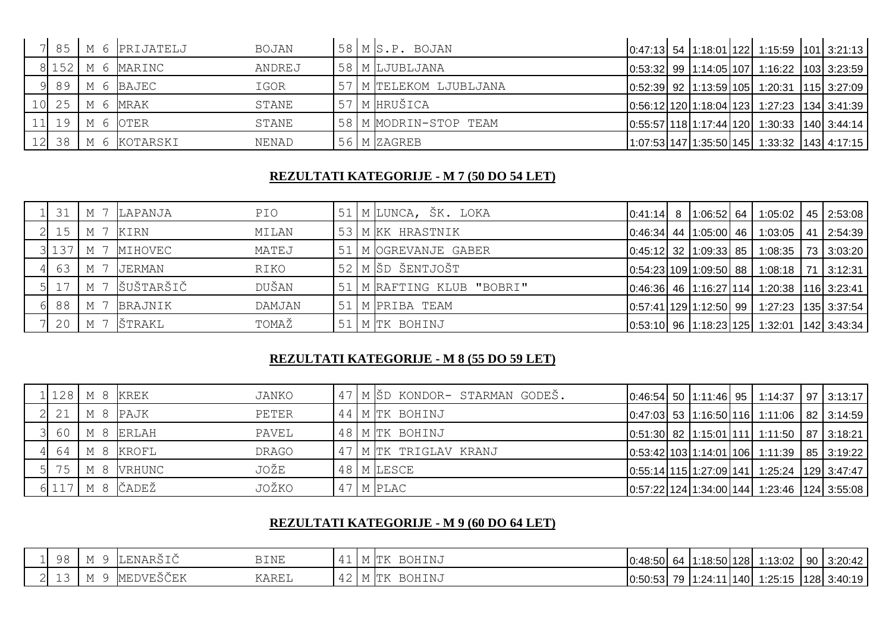| | | | | | | | | | | | | | |
|---|---|---|---|---|---|---|---|---|---|---|---|---|---|
| 7 | 85 | M 6 | PRIJATELJ | BOJAN | 58 | M | S.P. BOJAN | 0:47:13 | 54 | 1:18:01 | 122 | 1:15:59 | 101 | 3:21:13 |
| 8 | 152 | M 6 | MARINC | ANDREJ | 58 | M | LJUBLJANA | 0:53:32 | 99 | 1:14:05 | 107 | 1:16:22 | 103 | 3:23:59 |
| 9 | 89 | M 6 | BAJEC | IGOR | 57 | M | TELEKOM LJUBLJANA | 0:52:39 | 92 | 1:13:59 | 105 | 1:20:31 | 115 | 3:27:09 |
| 10 | 25 | M 6 | MRAK | STANE | 57 | M | HRUŠICA | 0:56:12 | 120 | 1:18:04 | 123 | 1:27:23 | 134 | 3:41:39 |
| 11 | 19 | M 6 | OTER | STANE | 58 | M | MODRIN-STOP TEAM | 0:55:57 | 118 | 1:17:44 | 120 | 1:30:33 | 140 | 3:44:14 |
| 12 | 38 | M 6 | KOTARSKI | NENAD | 56 | M | ZAGREB | 1:07:53 | 147 | 1:35:50 | 145 | 1:33:32 | 143 | 4:17:15 |

## REZULTATI KATEGORIJE - M 7 (50 DO 54 LET)

| | | | | | | | | | | | | | | |
|---|---|---|---|---|---|---|---|---|---|---|---|---|---|---|
| 1 | 31 | M 7 | LAPANJA | PIO | 51 | M | LUNCA, ŠK. LOKA | 0:41:14 | 8 | 1:06:52 | 64 | 1:05:02 | 45 | 2:53:08 |
| 2 | 15 | M 7 | KIRN | MILAN | 53 | M | KK HRASTNIK | 0:46:34 | 44 | 1:05:00 | 46 | 1:03:05 | 41 | 2:54:39 |
| 3 | 137 | M 7 | MIHOVEC | MATEJ | 51 | M | OGREVANJE GABER | 0:45:12 | 32 | 1:09:33 | 85 | 1:08:35 | 73 | 3:03:20 |
| 4 | 63 | M 7 | JERMAN | RIKO | 52 | M | ŠD ŠENTJOŠT | 0:54:23 | 109 | 1:09:50 | 88 | 1:08:18 | 71 | 3:12:31 |
| 5 | 17 | M 7 | ŠUŠTARŠIČ | DUŠAN | 51 | M | RAFTING KLUB "BOBRI" | 0:46:36 | 46 | 1:16:27 | 114 | 1:20:38 | 116 | 3:23:41 |
| 6 | 88 | M 7 | BRAJNIK | DAMJAN | 51 | M | PRIBA TEAM | 0:57:41 | 129 | 1:12:50 | 99 | 1:27:23 | 135 | 3:37:54 |
| 7 | 20 | M 7 | ŠTRAKL | TOMAŽ | 51 | M | TK BOHINJ | 0:53:10 | 96 | 1:18:23 | 125 | 1:32:01 | 142 | 3:43:34 |

## REZULTATI KATEGORIJE - M 8 (55 DO 59 LET)

| | | | | | | | | | | | | | | |
|---|---|---|---|---|---|---|---|---|---|---|---|---|---|---|
| 1 | 128 | M 8 | KREK | JANKO | 47 | M | ŠD KONDOR- STARMAN GODEŠ. | 0:46:54 | 50 | 1:11:46 | 95 | 1:14:37 | 97 | 3:13:17 |
| 2 | 21 | M 8 | PAJK | PETER | 44 | M | TK BOHINJ | 0:47:03 | 53 | 1:16:50 | 116 | 1:11:06 | 82 | 3:14:59 |
| 3 | 60 | M 8 | ERLAH | PAVEL | 48 | M | TK BOHINJ | 0:51:30 | 82 | 1:15:01 | 111 | 1:11:50 | 87 | 3:18:21 |
| 4 | 64 | M 8 | KROFL | DRAGO | 47 | M | TK TRIGLAV KRANJ | 0:53:42 | 103 | 1:14:01 | 106 | 1:11:39 | 85 | 3:19:22 |
| 5 | 75 | M 8 | VRHUNC | JOŽE | 48 | M | LESCE | 0:55:14 | 115 | 1:27:09 | 141 | 1:25:24 | 129 | 3:47:47 |
| 6 | 117 | M 8 | ČADEŽ | JOŽKO | 47 | M | PLAC | 0:57:22 | 124 | 1:34:00 | 144 | 1:23:46 | 124 | 3:55:08 |

## REZULTATI KATEGORIJE - M 9 (60 DO 64 LET)

| | | | | | | | | | | | | | | |
|---|---|---|---|---|---|---|---|---|---|---|---|---|---|---|
| 1 | 98 | M 9 | LENARŠIČ | BINE | 41 | M | TK BOHINJ | 0:48:50 | 64 | 1:18:50 | 128 | 1:13:02 | 90 | 3:20:42 |
| 2 | 13 | M 9 | MEDVEŠČEK | KAREL | 42 | M | TK BOHINJ | 0:50:53 | 79 | 1:24:11 | 140 | 1:25:15 | 128 | 3:40:19 |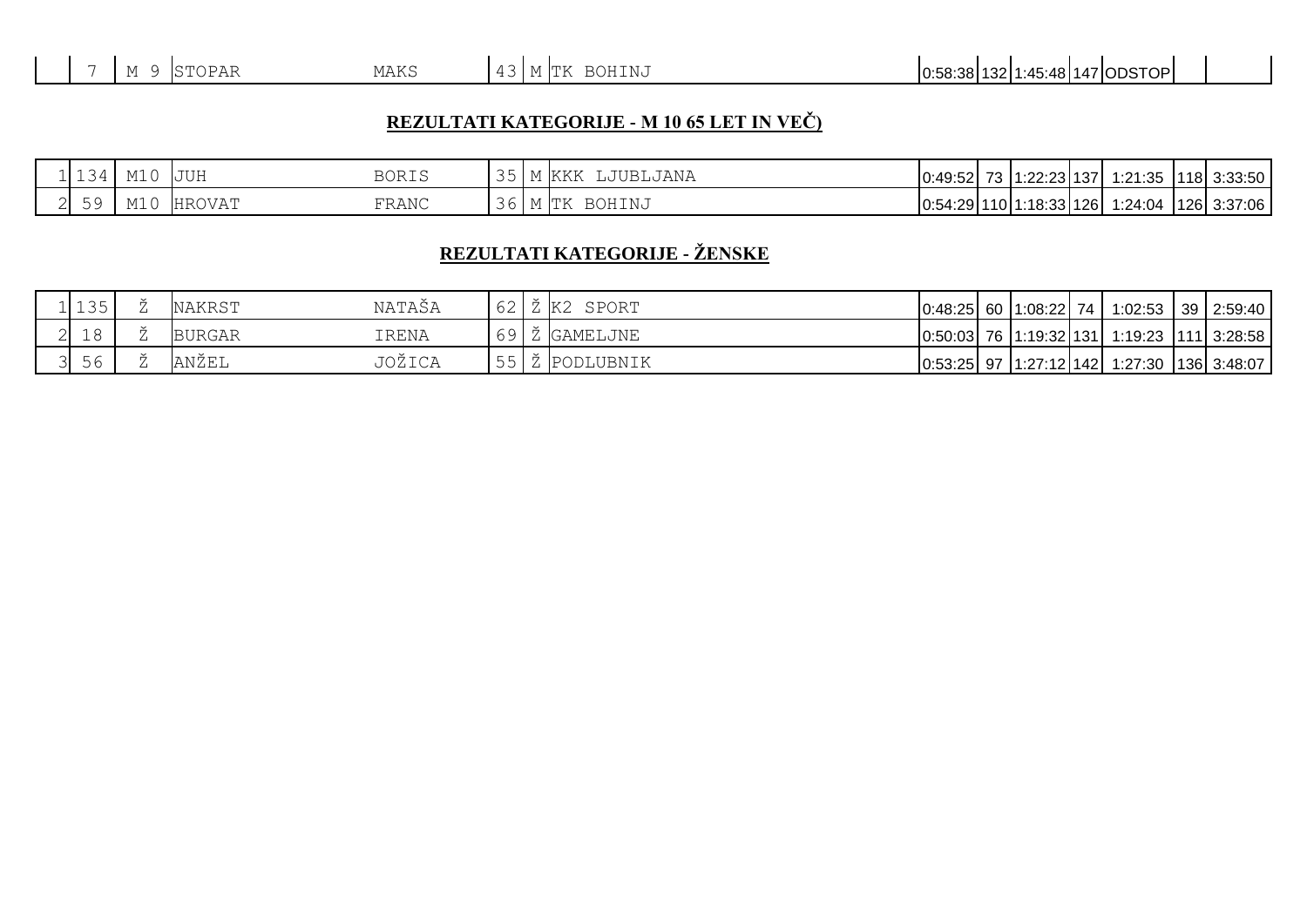| | | | | | | | | | | | | | | |
|---|---|---|---|---|---|---|---|---|---|---|---|---|---|---|
| | 7 | M 9 | STOPAR | MAKS | 43 | M | TK BOHINJ | 0:58:38 | 132 | 1:45:48 | 147 | ODSTOP | | |

## REZULTATI KATEGORIJE - M 10 65 LET IN VEČ)

| | | | | | | | | | | | | | | |
|---|---|---|---|---|---|---|---|---|---|---|---|---|---|---|
| 1 | 134 | M10 | JUH | BORIS | 35 | M | KKK LJUBLJANA | 0:49:52 | 73 | 1:22:23 | 137 | 1:21:35 | 118 | 3:33:50 |
| 2 | 59 | M10 | HROVAT | FRANC | 36 | M | TK BOHINJ | 0:54:29 | 110 | 1:18:33 | 126 | 1:24:04 | 126 | 3:37:06 |

## REZULTATI KATEGORIJE - ŽENSKE

| | | | | | | | | | | | | | | |
|---|---|---|---|---|---|---|---|---|---|---|---|---|---|---|
| 1 | 135 | Ž | NAKRST | NATAŠA | 62 | Ž | K2 SPORT | 0:48:25 | 60 | 1:08:22 | 74 | 1:02:53 | 39 | 2:59:40 |
| 2 | 18 | Ž | BURGAR | IRENA | 69 | Ž | GAMELJNE | 0:50:03 | 76 | 1:19:32 | 131 | 1:19:23 | 111 | 3:28:58 |
| 3 | 56 | Ž | ANŽEL | JOŽICA | 55 | Ž | PODLUBNIK | 0:53:25 | 97 | 1:27:12 | 142 | 1:27:30 | 136 | 3:48:07 |